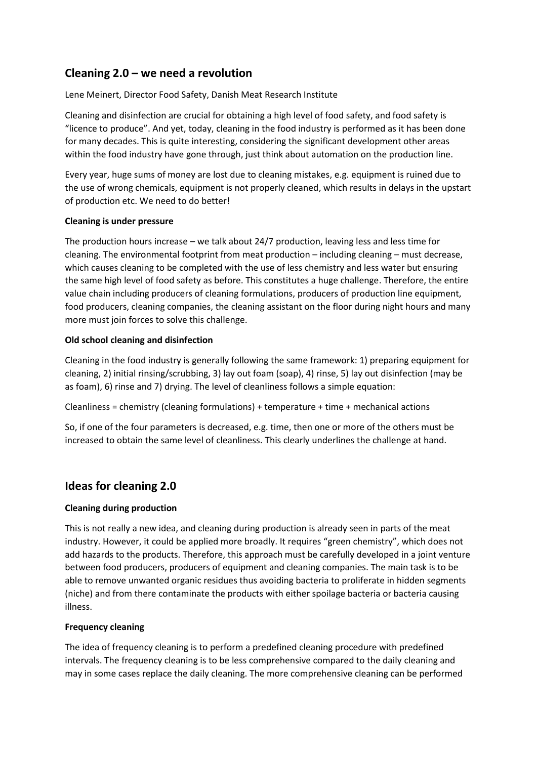## Cleaning 2.0 – we need a revolution

Lene Meinert, Director Food Safety, Danish Meat Research Institute

Cleaning and disinfection are crucial for obtaining a high level of food safety, and food safety is "licence to produce". And yet, today, cleaning in the food industry is performed as it has been done for many decades. This is quite interesting, considering the significant development other areas within the food industry have gone through, just think about automation on the production line.

Every year, huge sums of money are lost due to cleaning mistakes, e.g. equipment is ruined due to the use of wrong chemicals, equipment is not properly cleaned, which results in delays in the upstart of production etc. We need to do better!

**Cleaning is under pressure**

The production hours increase – we talk about 24/7 production, leaving less and less time for cleaning. The environmental footprint from meat production – including cleaning – must decrease, which causes cleaning to be completed with the use of less chemistry and less water but ensuring the same high level of food safety as before. This constitutes a huge challenge. Therefore, the entire value chain including producers of cleaning formulations, producers of production line equipment, food producers, cleaning companies, the cleaning assistant on the floor during night hours and many more must join forces to solve this challenge.

**Old school cleaning and disinfection**

Cleaning in the food industry is generally following the same framework: 1) preparing equipment for cleaning, 2) initial rinsing/scrubbing, 3) lay out foam (soap), 4) rinse, 5) lay out disinfection (may be as foam), 6) rinse and 7) drying. The level of cleanliness follows a simple equation:

Cleanliness = chemistry (cleaning formulations) + temperature + time + mechanical actions

So, if one of the four parameters is decreased, e.g. time, then one or more of the others must be increased to obtain the same level of cleanliness. This clearly underlines the challenge at hand.

## Ideas for cleaning 2.0

**Cleaning during production**

This is not really a new idea, and cleaning during production is already seen in parts of the meat industry. However, it could be applied more broadly. It requires "green chemistry", which does not add hazards to the products. Therefore, this approach must be carefully developed in a joint venture between food producers, producers of equipment and cleaning companies. The main task is to be able to remove unwanted organic residues thus avoiding bacteria to proliferate in hidden segments (niche) and from there contaminate the products with either spoilage bacteria or bacteria causing illness.

**Frequency cleaning**

The idea of frequency cleaning is to perform a predefined cleaning procedure with predefined intervals. The frequency cleaning is to be less comprehensive compared to the daily cleaning and may in some cases replace the daily cleaning. The more comprehensive cleaning can be performed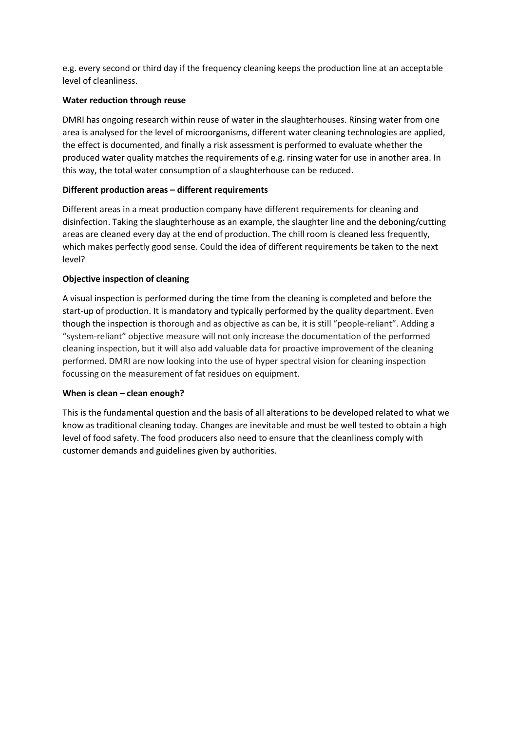e.g. every second or third day if the frequency cleaning keeps the production line at an acceptable level of cleanliness.

**Water reduction through reuse**

DMRI has ongoing research within reuse of water in the slaughterhouses. Rinsing water from one area is analysed for the level of microorganisms, different water cleaning technologies are applied, the effect is documented, and finally a risk assessment is performed to evaluate whether the produced water quality matches the requirements of e.g. rinsing water for use in another area. In this way, the total water consumption of a slaughterhouse can be reduced.

**Different production areas – different requirements**

Different areas in a meat production company have different requirements for cleaning and disinfection. Taking the slaughterhouse as an example, the slaughter line and the deboning/cutting areas are cleaned every day at the end of production. The chill room is cleaned less frequently, which makes perfectly good sense. Could the idea of different requirements be taken to the next level?

**Objective inspection of cleaning**

A visual inspection is performed during the time from the cleaning is completed and before the start-up of production. It is mandatory and typically performed by the quality department. Even though the inspection is thorough and as objective as can be, it is still "people-reliant". Adding a "system-reliant" objective measure will not only increase the documentation of the performed cleaning inspection, but it will also add valuable data for proactive improvement of the cleaning performed. DMRI are now looking into the use of hyper spectral vision for cleaning inspection focussing on the measurement of fat residues on equipment.

**When is clean – clean enough?**

This is the fundamental question and the basis of all alterations to be developed related to what we know as traditional cleaning today. Changes are inevitable and must be well tested to obtain a high level of food safety. The food producers also need to ensure that the cleanliness comply with customer demands and guidelines given by authorities.